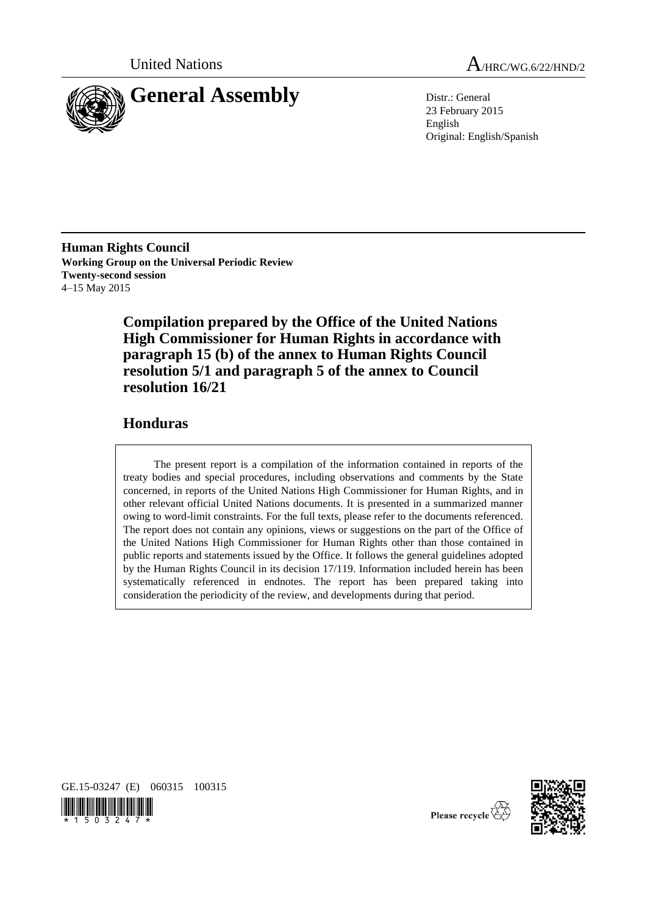United Nations

A/HRC/WG.6/22/HND/2

# General Assembly

Distr.: General
23 February 2015
English
Original: English/Spanish

**Human Rights Council**
**Working Group on the Universal Periodic Review**
**Twenty-second session**
4–15 May 2015

## Compilation prepared by the Office of the United Nations High Commissioner for Human Rights in accordance with paragraph 15 (b) of the annex to Human Rights Council resolution 5/1 and paragraph 5 of the annex to Council resolution 16/21

## Honduras

The present report is a compilation of the information contained in reports of the treaty bodies and special procedures, including observations and comments by the State concerned, in reports of the United Nations High Commissioner for Human Rights, and in other relevant official United Nations documents. It is presented in a summarized manner owing to word-limit constraints. For the full texts, please refer to the documents referenced. The report does not contain any opinions, views or suggestions on the part of the Office of the United Nations High Commissioner for Human Rights other than those contained in public reports and statements issued by the Office. It follows the general guidelines adopted by the Human Rights Council in its decision 17/119. Information included herein has been systematically referenced in endnotes. The report has been prepared taking into consideration the periodicity of the review, and developments during that period.

GE.15-03247 (E) 060315 100315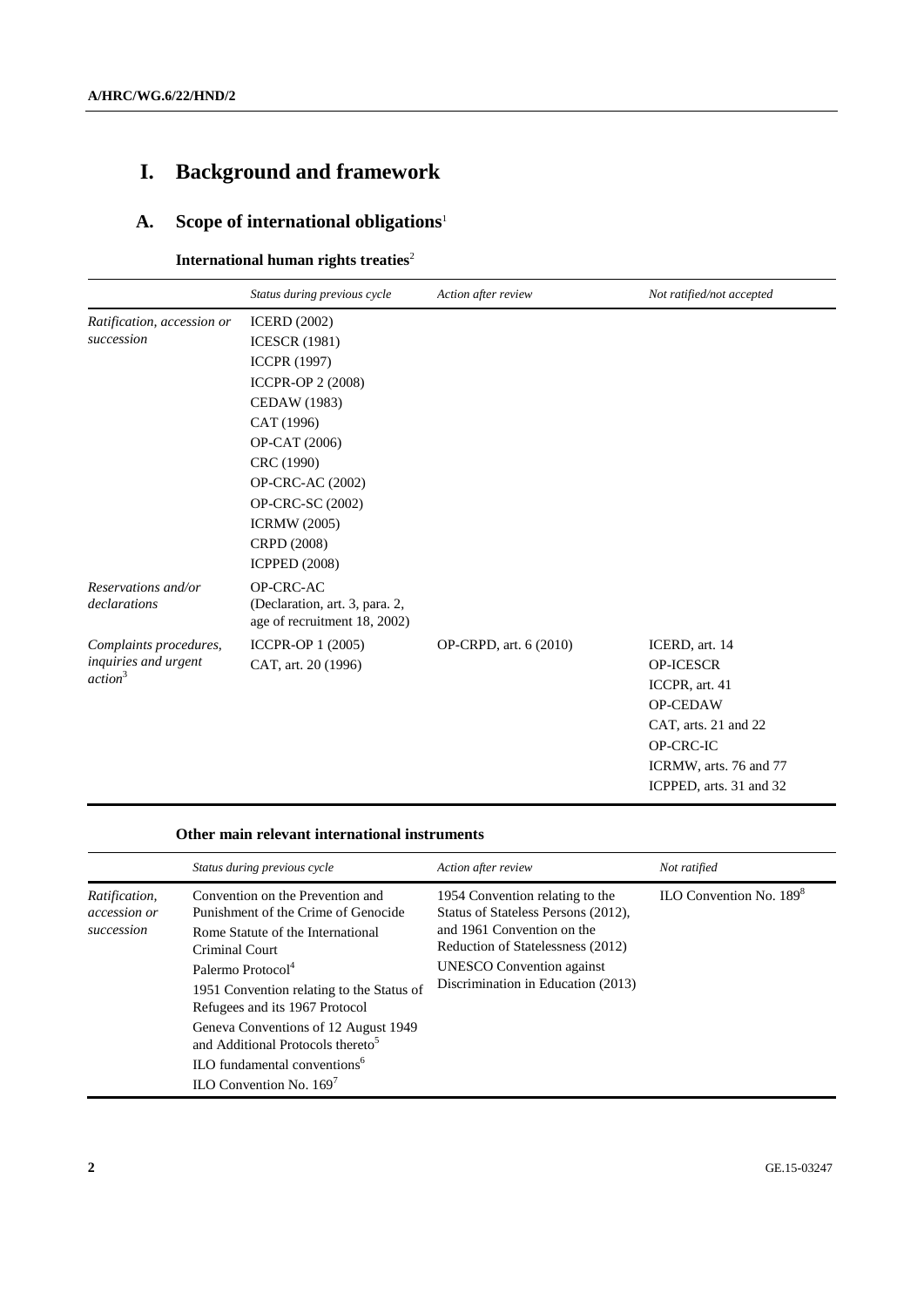# I. Background and framework

## A. Scope of international obligations[1]

### International human rights treaties[2]

| | *Status during previous cycle* | *Action after review* | *Not ratified/not accepted* |
|---|---|---|---|
| *Ratification, accession or succession* | ICERD (2002)<br>ICESCR (1981)<br>ICCPR (1997)<br>ICCPR-OP 2 (2008)<br>CEDAW (1983)<br>CAT (1996)<br>OP-CAT (2006)<br>CRC (1990)<br>OP-CRC-AC (2002)<br>OP-CRC-SC (2002)<br>ICRMW (2005)<br>CRPD (2008)<br>ICPPED (2008) | | |
| *Reservations and/or declarations* | OP-CRC-AC (Declaration, art. 3, para. 2, age of recruitment 18, 2002) | | |
| *Complaints procedures, inquiries and urgent action*[3] | ICCPR-OP 1 (2005)<br>CAT, art. 20 (1996) | OP-CRPD, art. 6 (2010) | ICERD, art. 14<br>OP-ICESCR<br>ICCPR, art. 41<br>OP-CEDAW<br>CAT, arts. 21 and 22<br>OP-CRC-IC<br>ICRMW, arts. 76 and 77<br>ICPPED, arts. 31 and 32 |

### Other main relevant international instruments

| | *Status during previous cycle* | *Action after review* | *Not ratified* |
|---|---|---|---|
| *Ratification, accession or succession* | Convention on the Prevention and Punishment of the Crime of Genocide<br>Rome Statute of the International Criminal Court<br>Palermo Protocol[4]<br>1951 Convention relating to the Status of Refugees and its 1967 Protocol<br>Geneva Conventions of 12 August 1949 and Additional Protocols thereto[5]<br>ILO fundamental conventions[6]<br>ILO Convention No. 169[7] | 1954 Convention relating to the Status of Stateless Persons (2012), and 1961 Convention on the Reduction of Statelessness (2012)<br>UNESCO Convention against Discrimination in Education (2013) | ILO Convention No. 189[8] |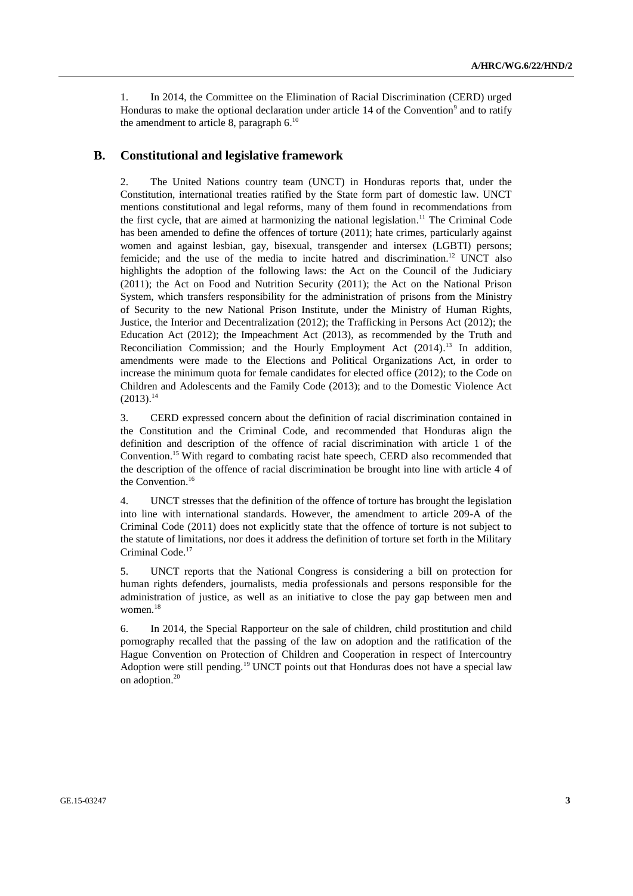1. In 2014, the Committee on the Elimination of Racial Discrimination (CERD) urged Honduras to make the optional declaration under article 14 of the Convention[9] and to ratify the amendment to article 8, paragraph 6.[10]

## B. Constitutional and legislative framework

2. The United Nations country team (UNCT) in Honduras reports that, under the Constitution, international treaties ratified by the State form part of domestic law. UNCT mentions constitutional and legal reforms, many of them found in recommendations from the first cycle, that are aimed at harmonizing the national legislation.[11] The Criminal Code has been amended to define the offences of torture (2011); hate crimes, particularly against women and against lesbian, gay, bisexual, transgender and intersex (LGBTI) persons; femicide; and the use of the media to incite hatred and discrimination.[12] UNCT also highlights the adoption of the following laws: the Act on the Council of the Judiciary (2011); the Act on Food and Nutrition Security (2011); the Act on the National Prison System, which transfers responsibility for the administration of prisons from the Ministry of Security to the new National Prison Institute, under the Ministry of Human Rights, Justice, the Interior and Decentralization (2012); the Trafficking in Persons Act (2012); the Education Act (2012); the Impeachment Act (2013), as recommended by the Truth and Reconciliation Commission; and the Hourly Employment Act (2014).[13] In addition, amendments were made to the Elections and Political Organizations Act, in order to increase the minimum quota for female candidates for elected office (2012); to the Code on Children and Adolescents and the Family Code (2013); and to the Domestic Violence Act (2013).[14]

3. CERD expressed concern about the definition of racial discrimination contained in the Constitution and the Criminal Code, and recommended that Honduras align the definition and description of the offence of racial discrimination with article 1 of the Convention.[15] With regard to combating racist hate speech, CERD also recommended that the description of the offence of racial discrimination be brought into line with article 4 of the Convention.[16]

4. UNCT stresses that the definition of the offence of torture has brought the legislation into line with international standards. However, the amendment to article 209-A of the Criminal Code (2011) does not explicitly state that the offence of torture is not subject to the statute of limitations, nor does it address the definition of torture set forth in the Military Criminal Code.[17]

5. UNCT reports that the National Congress is considering a bill on protection for human rights defenders, journalists, media professionals and persons responsible for the administration of justice, as well as an initiative to close the pay gap between men and women.[18]

6. In 2014, the Special Rapporteur on the sale of children, child prostitution and child pornography recalled that the passing of the law on adoption and the ratification of the Hague Convention on Protection of Children and Cooperation in respect of Intercountry Adoption were still pending.[19] UNCT points out that Honduras does not have a special law on adoption.[20]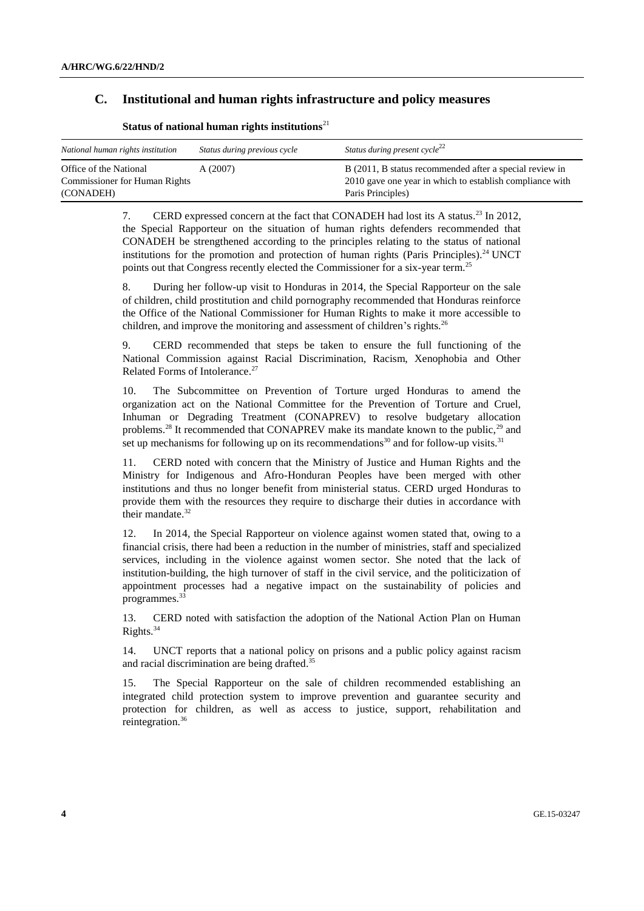## C. Institutional and human rights infrastructure and policy measures

**Status of national human rights institutions**[21]

| *National human rights institution* | *Status during previous cycle* | *Status during present cycle*[22] |
| --- | --- | --- |
| Office of the National Commissioner for Human Rights (CONADEH) | A (2007) | B (2011, B status recommended after a special review in 2010 gave one year in which to establish compliance with Paris Principles) |

7. CERD expressed concern at the fact that CONADEH had lost its A status.[23] In 2012, the Special Rapporteur on the situation of human rights defenders recommended that CONADEH be strengthened according to the principles relating to the status of national institutions for the promotion and protection of human rights (Paris Principles).[24] UNCT points out that Congress recently elected the Commissioner for a six-year term.[25]

8. During her follow-up visit to Honduras in 2014, the Special Rapporteur on the sale of children, child prostitution and child pornography recommended that Honduras reinforce the Office of the National Commissioner for Human Rights to make it more accessible to children, and improve the monitoring and assessment of children's rights.[26]

9. CERD recommended that steps be taken to ensure the full functioning of the National Commission against Racial Discrimination, Racism, Xenophobia and Other Related Forms of Intolerance.[27]

10. The Subcommittee on Prevention of Torture urged Honduras to amend the organization act on the National Committee for the Prevention of Torture and Cruel, Inhuman or Degrading Treatment (CONAPREV) to resolve budgetary allocation problems.[28] It recommended that CONAPREV make its mandate known to the public,[29] and set up mechanisms for following up on its recommendations[30] and for follow-up visits.[31]

11. CERD noted with concern that the Ministry of Justice and Human Rights and the Ministry for Indigenous and Afro-Honduran Peoples have been merged with other institutions and thus no longer benefit from ministerial status. CERD urged Honduras to provide them with the resources they require to discharge their duties in accordance with their mandate.[32]

12. In 2014, the Special Rapporteur on violence against women stated that, owing to a financial crisis, there had been a reduction in the number of ministries, staff and specialized services, including in the violence against women sector. She noted that the lack of institution-building, the high turnover of staff in the civil service, and the politicization of appointment processes had a negative impact on the sustainability of policies and programmes.[33]

13. CERD noted with satisfaction the adoption of the National Action Plan on Human Rights.[34]

14. UNCT reports that a national policy on prisons and a public policy against racism and racial discrimination are being drafted.[35]

15. The Special Rapporteur on the sale of children recommended establishing an integrated child protection system to improve prevention and guarantee security and protection for children, as well as access to justice, support, rehabilitation and reintegration.[36]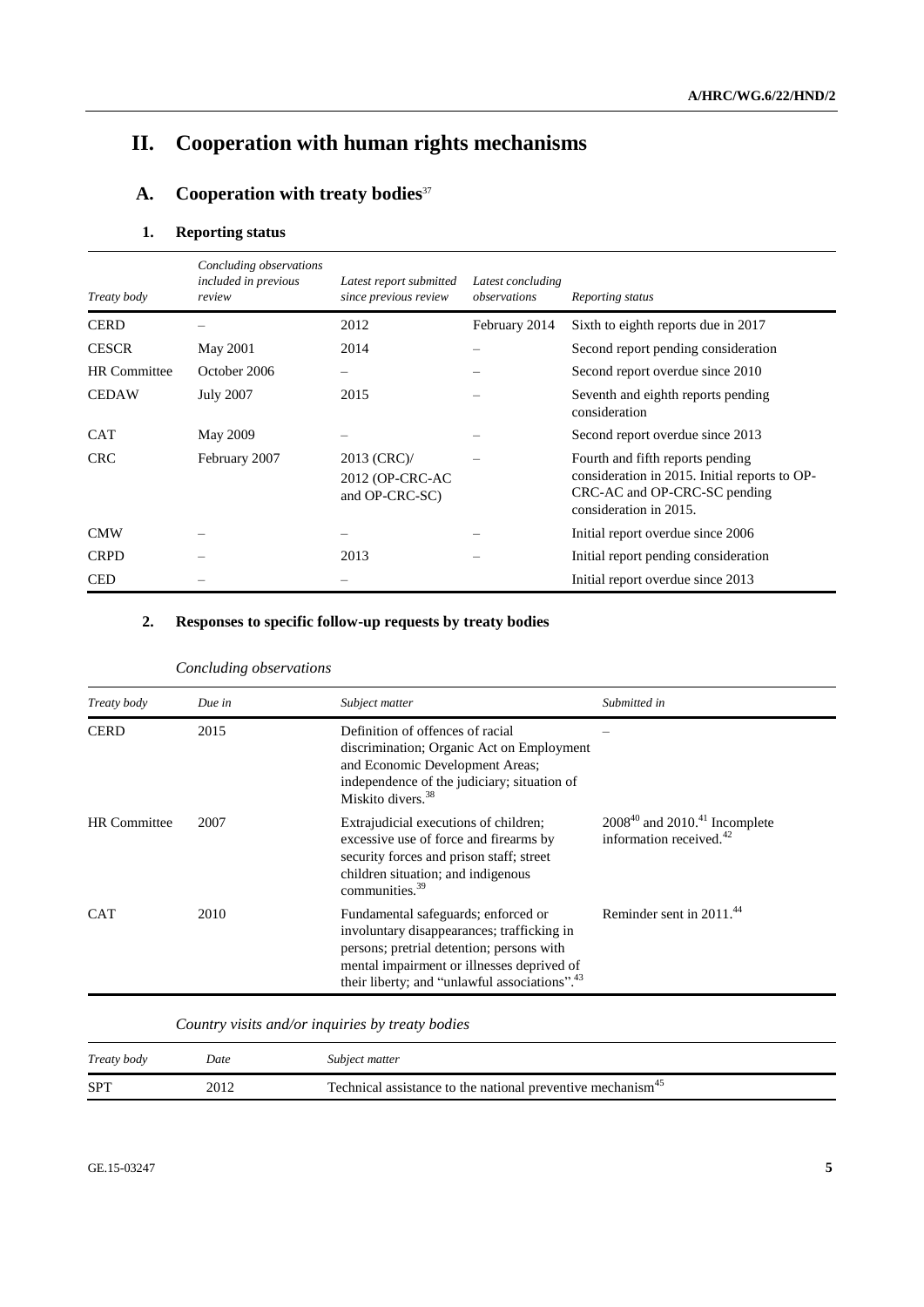# II. Cooperation with human rights mechanisms

## A. Cooperation with treaty bodies[37]

### 1. Reporting status

| *Treaty body* | *Concluding observations included in previous review* | *Latest report submitted since previous review* | *Latest concluding observations* | *Reporting status* |
|---|---|---|---|---|
| CERD | – | 2012 | February 2014 | Sixth to eighth reports due in 2017 |
| CESCR | May 2001 | 2014 | – | Second report pending consideration |
| HR Committee | October 2006 | – | – | Second report overdue since 2010 |
| CEDAW | July 2007 | 2015 | – | Seventh and eighth reports pending consideration |
| CAT | May 2009 | – | – | Second report overdue since 2013 |
| CRC | February 2007 | 2013 (CRC)/ 2012 (OP-CRC-AC and OP-CRC-SC) | – | Fourth and fifth reports pending consideration in 2015. Initial reports to OP-CRC-AC and OP-CRC-SC pending consideration in 2015. |
| CMW | – | – | – | Initial report overdue since 2006 |
| CRPD | – | 2013 | – | Initial report pending consideration |
| CED | – | – | – | Initial report overdue since 2013 |

### 2. Responses to specific follow-up requests by treaty bodies

*Concluding observations*

| *Treaty body* | *Due in* | *Subject matter* | *Submitted in* |
|---|---|---|---|
| CERD | 2015 | Definition of offences of racial discrimination; Organic Act on Employment and Economic Development Areas; independence of the judiciary; situation of Miskito divers.[38] | – |
| HR Committee | 2007 | Extrajudicial executions of children; excessive use of force and firearms by security forces and prison staff; street children situation; and indigenous communities.[39] | 2008[40] and 2010.[41] Incomplete information received.[42] |
| CAT | 2010 | Fundamental safeguards; enforced or involuntary disappearances; trafficking in persons; pretrial detention; persons with mental impairment or illnesses deprived of their liberty; and "unlawful associations".[43] | Reminder sent in 2011.[44] |

*Country visits and/or inquiries by treaty bodies*

| *Treaty body* | *Date* | *Subject matter* |
|---|---|---|
| SPT | 2012 | Technical assistance to the national preventive mechanism[45] |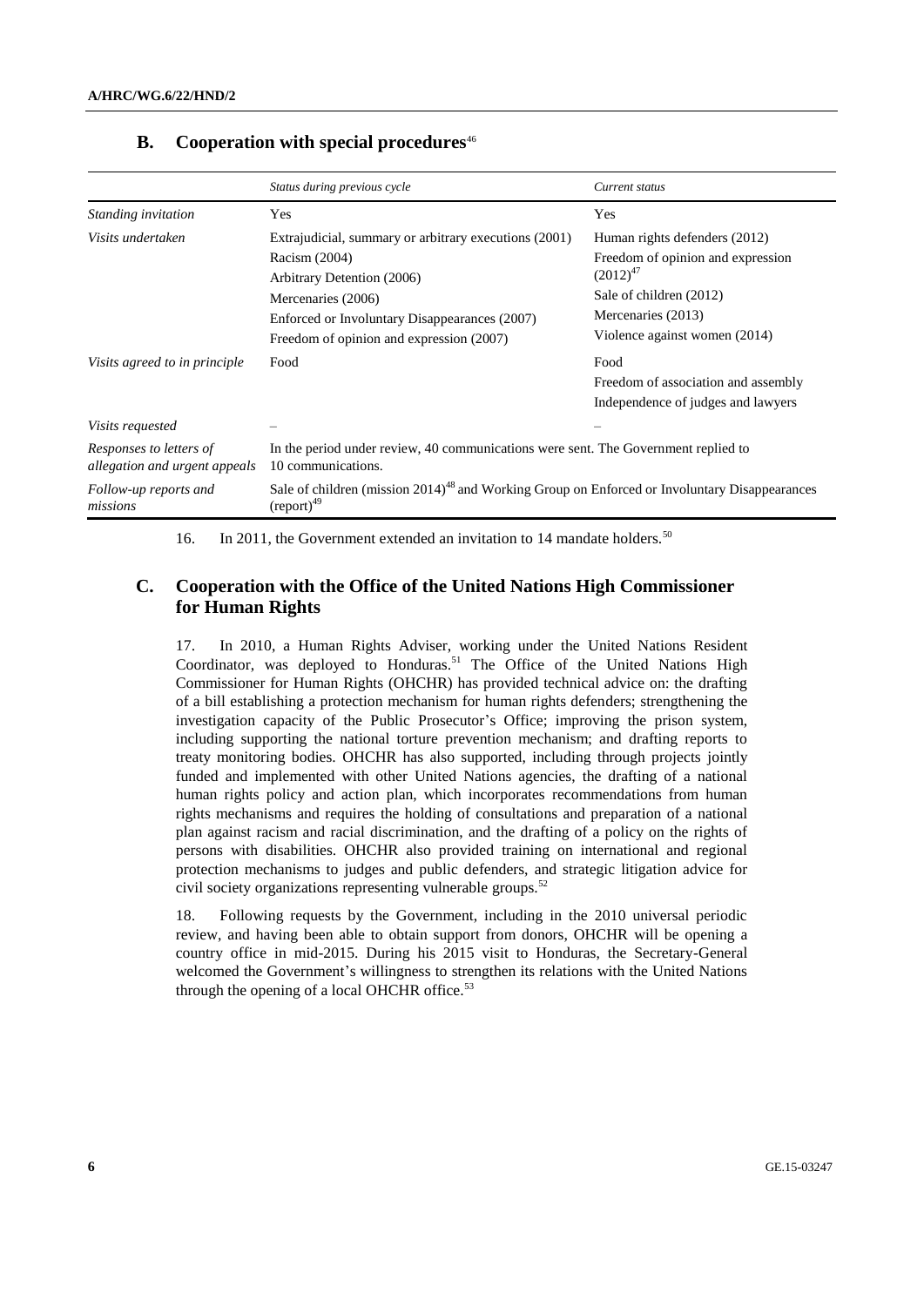## B. Cooperation with special procedures[46]

| | *Status during previous cycle* | *Current status* |
|---|---|---|
| *Standing invitation* | Yes | Yes |
| *Visits undertaken* | Extrajudicial, summary or arbitrary executions (2001)<br>Racism (2004)<br>Arbitrary Detention (2006)<br>Mercenaries (2006)<br>Enforced or Involuntary Disappearances (2007)<br>Freedom of opinion and expression (2007) | Human rights defenders (2012)<br>Freedom of opinion and expression (2012)[47]<br>Sale of children (2012)<br>Mercenaries (2013)<br>Violence against women (2014) |
| *Visits agreed to in principle* | Food | Food<br>Freedom of association and assembly<br>Independence of judges and lawyers |
| *Visits requested* | – | – |
| *Responses to letters of allegation and urgent appeals* | In the period under review, 40 communications were sent. The Government replied to 10 communications. | |
| *Follow-up reports and missions* | Sale of children (mission 2014)[48] and Working Group on Enforced or Involuntary Disappearances (report)[49] | |

16. In 2011, the Government extended an invitation to 14 mandate holders.[50]

## C. Cooperation with the Office of the United Nations High Commissioner for Human Rights

17. In 2010, a Human Rights Adviser, working under the United Nations Resident Coordinator, was deployed to Honduras.[51] The Office of the United Nations High Commissioner for Human Rights (OHCHR) has provided technical advice on: the drafting of a bill establishing a protection mechanism for human rights defenders; strengthening the investigation capacity of the Public Prosecutor's Office; improving the prison system, including supporting the national torture prevention mechanism; and drafting reports to treaty monitoring bodies. OHCHR has also supported, including through projects jointly funded and implemented with other United Nations agencies, the drafting of a national human rights policy and action plan, which incorporates recommendations from human rights mechanisms and requires the holding of consultations and preparation of a national plan against racism and racial discrimination, and the drafting of a policy on the rights of persons with disabilities. OHCHR also provided training on international and regional protection mechanisms to judges and public defenders, and strategic litigation advice for civil society organizations representing vulnerable groups.[52]

18. Following requests by the Government, including in the 2010 universal periodic review, and having been able to obtain support from donors, OHCHR will be opening a country office in mid-2015. During his 2015 visit to Honduras, the Secretary-General welcomed the Government's willingness to strengthen its relations with the United Nations through the opening of a local OHCHR office.[53]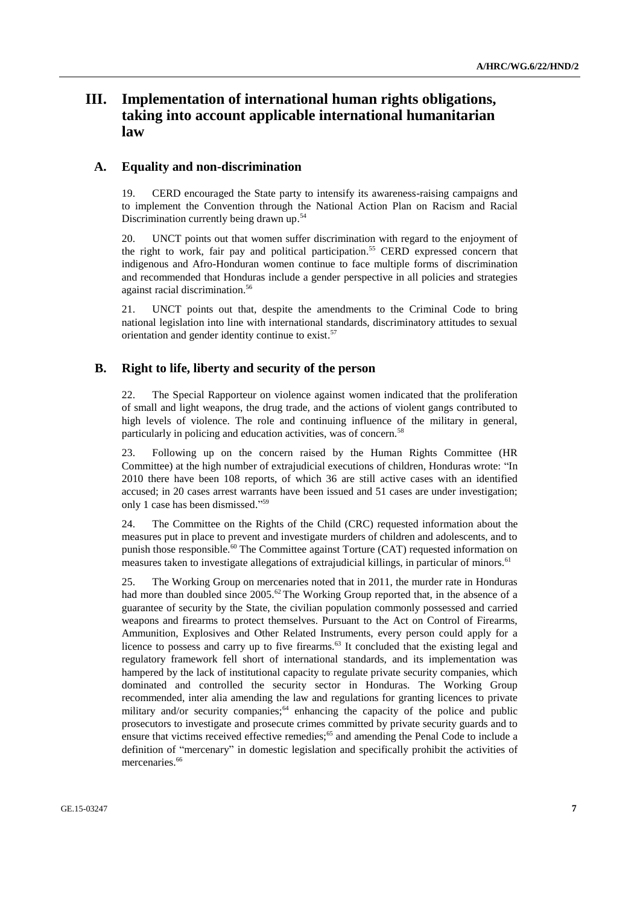# III. Implementation of international human rights obligations, taking into account applicable international humanitarian law

## A. Equality and non-discrimination

19. CERD encouraged the State party to intensify its awareness-raising campaigns and to implement the Convention through the National Action Plan on Racism and Racial Discrimination currently being drawn up.[54]

20. UNCT points out that women suffer discrimination with regard to the enjoyment of the right to work, fair pay and political participation.[55] CERD expressed concern that indigenous and Afro-Honduran women continue to face multiple forms of discrimination and recommended that Honduras include a gender perspective in all policies and strategies against racial discrimination.[56]

21. UNCT points out that, despite the amendments to the Criminal Code to bring national legislation into line with international standards, discriminatory attitudes to sexual orientation and gender identity continue to exist.[57]

## B. Right to life, liberty and security of the person

22. The Special Rapporteur on violence against women indicated that the proliferation of small and light weapons, the drug trade, and the actions of violent gangs contributed to high levels of violence. The role and continuing influence of the military in general, particularly in policing and education activities, was of concern.[58]

23. Following up on the concern raised by the Human Rights Committee (HR Committee) at the high number of extrajudicial executions of children, Honduras wrote: "In 2010 there have been 108 reports, of which 36 are still active cases with an identified accused; in 20 cases arrest warrants have been issued and 51 cases are under investigation; only 1 case has been dismissed."[59]

24. The Committee on the Rights of the Child (CRC) requested information about the measures put in place to prevent and investigate murders of children and adolescents, and to punish those responsible.[60] The Committee against Torture (CAT) requested information on measures taken to investigate allegations of extrajudicial killings, in particular of minors.[61]

25. The Working Group on mercenaries noted that in 2011, the murder rate in Honduras had more than doubled since 2005.[62] The Working Group reported that, in the absence of a guarantee of security by the State, the civilian population commonly possessed and carried weapons and firearms to protect themselves. Pursuant to the Act on Control of Firearms, Ammunition, Explosives and Other Related Instruments, every person could apply for a licence to possess and carry up to five firearms.[63] It concluded that the existing legal and regulatory framework fell short of international standards, and its implementation was hampered by the lack of institutional capacity to regulate private security companies, which dominated and controlled the security sector in Honduras. The Working Group recommended, inter alia amending the law and regulations for granting licences to private military and/or security companies;[64] enhancing the capacity of the police and public prosecutors to investigate and prosecute crimes committed by private security guards and to ensure that victims received effective remedies;[65] and amending the Penal Code to include a definition of "mercenary" in domestic legislation and specifically prohibit the activities of mercenaries.[66]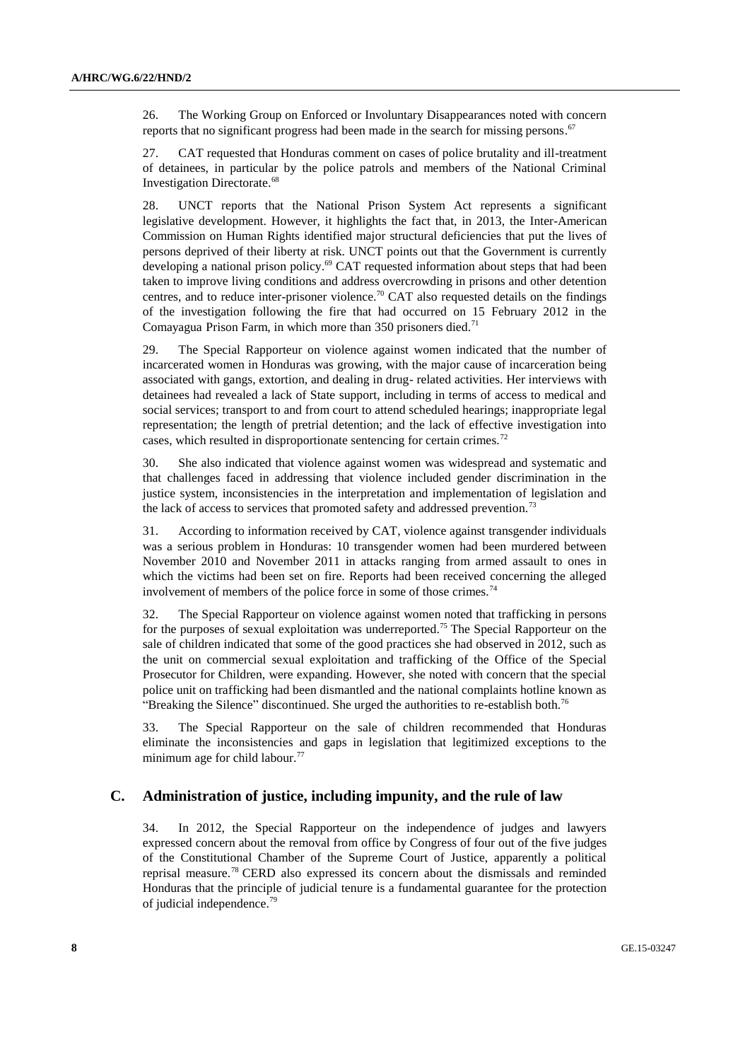26. The Working Group on Enforced or Involuntary Disappearances noted with concern reports that no significant progress had been made in the search for missing persons.[67]

27. CAT requested that Honduras comment on cases of police brutality and ill-treatment of detainees, in particular by the police patrols and members of the National Criminal Investigation Directorate.[68]

28. UNCT reports that the National Prison System Act represents a significant legislative development. However, it highlights the fact that, in 2013, the Inter-American Commission on Human Rights identified major structural deficiencies that put the lives of persons deprived of their liberty at risk. UNCT points out that the Government is currently developing a national prison policy.[69] CAT requested information about steps that had been taken to improve living conditions and address overcrowding in prisons and other detention centres, and to reduce inter-prisoner violence.[70] CAT also requested details on the findings of the investigation following the fire that had occurred on 15 February 2012 in the Comayagua Prison Farm, in which more than 350 prisoners died.[71]

29. The Special Rapporteur on violence against women indicated that the number of incarcerated women in Honduras was growing, with the major cause of incarceration being associated with gangs, extortion, and dealing in drug- related activities. Her interviews with detainees had revealed a lack of State support, including in terms of access to medical and social services; transport to and from court to attend scheduled hearings; inappropriate legal representation; the length of pretrial detention; and the lack of effective investigation into cases, which resulted in disproportionate sentencing for certain crimes.[72]

30. She also indicated that violence against women was widespread and systematic and that challenges faced in addressing that violence included gender discrimination in the justice system, inconsistencies in the interpretation and implementation of legislation and the lack of access to services that promoted safety and addressed prevention.[73]

31. According to information received by CAT, violence against transgender individuals was a serious problem in Honduras: 10 transgender women had been murdered between November 2010 and November 2011 in attacks ranging from armed assault to ones in which the victims had been set on fire. Reports had been received concerning the alleged involvement of members of the police force in some of those crimes.[74]

32. The Special Rapporteur on violence against women noted that trafficking in persons for the purposes of sexual exploitation was underreported.[75] The Special Rapporteur on the sale of children indicated that some of the good practices she had observed in 2012, such as the unit on commercial sexual exploitation and trafficking of the Office of the Special Prosecutor for Children, were expanding. However, she noted with concern that the special police unit on trafficking had been dismantled and the national complaints hotline known as "Breaking the Silence" discontinued. She urged the authorities to re-establish both.[76]

33. The Special Rapporteur on the sale of children recommended that Honduras eliminate the inconsistencies and gaps in legislation that legitimized exceptions to the minimum age for child labour.[77]

## C. Administration of justice, including impunity, and the rule of law

34. In 2012, the Special Rapporteur on the independence of judges and lawyers expressed concern about the removal from office by Congress of four out of the five judges of the Constitutional Chamber of the Supreme Court of Justice, apparently a political reprisal measure.[78] CERD also expressed its concern about the dismissals and reminded Honduras that the principle of judicial tenure is a fundamental guarantee for the protection of judicial independence.[79]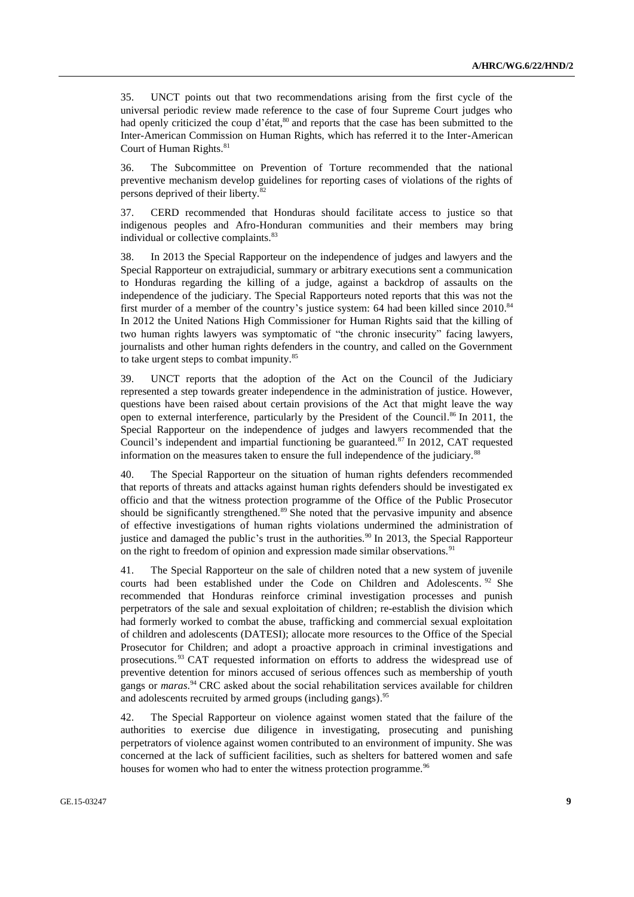35. UNCT points out that two recommendations arising from the first cycle of the universal periodic review made reference to the case of four Supreme Court judges who had openly criticized the coup d'état,[80] and reports that the case has been submitted to the Inter-American Commission on Human Rights, which has referred it to the Inter-American Court of Human Rights.[81]

36. The Subcommittee on Prevention of Torture recommended that the national preventive mechanism develop guidelines for reporting cases of violations of the rights of persons deprived of their liberty.[82]

37. CERD recommended that Honduras should facilitate access to justice so that indigenous peoples and Afro-Honduran communities and their members may bring individual or collective complaints.[83]

38. In 2013 the Special Rapporteur on the independence of judges and lawyers and the Special Rapporteur on extrajudicial, summary or arbitrary executions sent a communication to Honduras regarding the killing of a judge, against a backdrop of assaults on the independence of the judiciary. The Special Rapporteurs noted reports that this was not the first murder of a member of the country's justice system: 64 had been killed since 2010.[84] In 2012 the United Nations High Commissioner for Human Rights said that the killing of two human rights lawyers was symptomatic of "the chronic insecurity" facing lawyers, journalists and other human rights defenders in the country, and called on the Government to take urgent steps to combat impunity.[85]

39. UNCT reports that the adoption of the Act on the Council of the Judiciary represented a step towards greater independence in the administration of justice. However, questions have been raised about certain provisions of the Act that might leave the way open to external interference, particularly by the President of the Council.[86] In 2011, the Special Rapporteur on the independence of judges and lawyers recommended that the Council's independent and impartial functioning be guaranteed.[87] In 2012, CAT requested information on the measures taken to ensure the full independence of the judiciary.[88]

40. The Special Rapporteur on the situation of human rights defenders recommended that reports of threats and attacks against human rights defenders should be investigated ex officio and that the witness protection programme of the Office of the Public Prosecutor should be significantly strengthened.[89] She noted that the pervasive impunity and absence of effective investigations of human rights violations undermined the administration of justice and damaged the public's trust in the authorities.[90] In 2013, the Special Rapporteur on the right to freedom of opinion and expression made similar observations.[91]

41. The Special Rapporteur on the sale of children noted that a new system of juvenile courts had been established under the Code on Children and Adolescents.[92] She recommended that Honduras reinforce criminal investigation processes and punish perpetrators of the sale and sexual exploitation of children; re-establish the division which had formerly worked to combat the abuse, trafficking and commercial sexual exploitation of children and adolescents (DATESI); allocate more resources to the Office of the Special Prosecutor for Children; and adopt a proactive approach in criminal investigations and prosecutions.[93] CAT requested information on efforts to address the widespread use of preventive detention for minors accused of serious offences such as membership of youth gangs or *maras*.[94] CRC asked about the social rehabilitation services available for children and adolescents recruited by armed groups (including gangs).[95]

42. The Special Rapporteur on violence against women stated that the failure of the authorities to exercise due diligence in investigating, prosecuting and punishing perpetrators of violence against women contributed to an environment of impunity. She was concerned at the lack of sufficient facilities, such as shelters for battered women and safe houses for women who had to enter the witness protection programme.[96]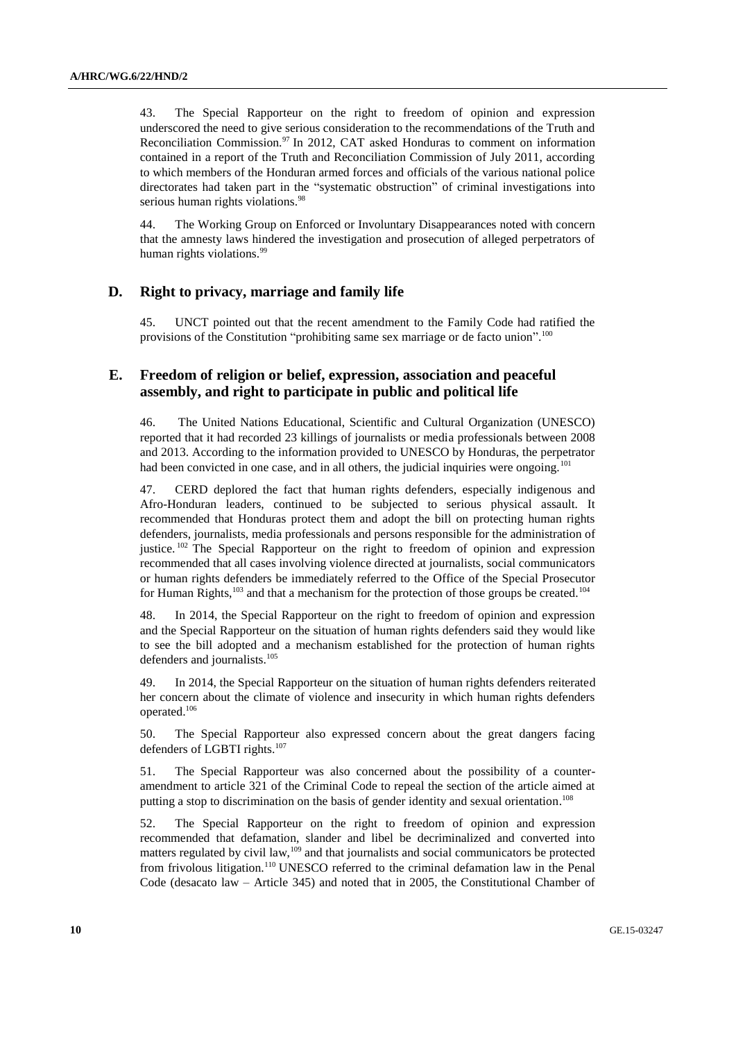43. The Special Rapporteur on the right to freedom of opinion and expression underscored the need to give serious consideration to the recommendations of the Truth and Reconciliation Commission.[97] In 2012, CAT asked Honduras to comment on information contained in a report of the Truth and Reconciliation Commission of July 2011, according to which members of the Honduran armed forces and officials of the various national police directorates had taken part in the "systematic obstruction" of criminal investigations into serious human rights violations.[98]

44. The Working Group on Enforced or Involuntary Disappearances noted with concern that the amnesty laws hindered the investigation and prosecution of alleged perpetrators of human rights violations.[99]

## D. Right to privacy, marriage and family life

45. UNCT pointed out that the recent amendment to the Family Code had ratified the provisions of the Constitution "prohibiting same sex marriage or de facto union".[100]

## E. Freedom of religion or belief, expression, association and peaceful assembly, and right to participate in public and political life

46. The United Nations Educational, Scientific and Cultural Organization (UNESCO) reported that it had recorded 23 killings of journalists or media professionals between 2008 and 2013. According to the information provided to UNESCO by Honduras, the perpetrator had been convicted in one case, and in all others, the judicial inquiries were ongoing.[101]

47. CERD deplored the fact that human rights defenders, especially indigenous and Afro-Honduran leaders, continued to be subjected to serious physical assault. It recommended that Honduras protect them and adopt the bill on protecting human rights defenders, journalists, media professionals and persons responsible for the administration of justice.[102] The Special Rapporteur on the right to freedom of opinion and expression recommended that all cases involving violence directed at journalists, social communicators or human rights defenders be immediately referred to the Office of the Special Prosecutor for Human Rights,[103] and that a mechanism for the protection of those groups be created.[104]

48. In 2014, the Special Rapporteur on the right to freedom of opinion and expression and the Special Rapporteur on the situation of human rights defenders said they would like to see the bill adopted and a mechanism established for the protection of human rights defenders and journalists.[105]

49. In 2014, the Special Rapporteur on the situation of human rights defenders reiterated her concern about the climate of violence and insecurity in which human rights defenders operated.[106]

50. The Special Rapporteur also expressed concern about the great dangers facing defenders of LGBTI rights.[107]

51. The Special Rapporteur was also concerned about the possibility of a counter-amendment to article 321 of the Criminal Code to repeal the section of the article aimed at putting a stop to discrimination on the basis of gender identity and sexual orientation.[108]

52. The Special Rapporteur on the right to freedom of opinion and expression recommended that defamation, slander and libel be decriminalized and converted into matters regulated by civil law,[109] and that journalists and social communicators be protected from frivolous litigation.[110] UNESCO referred to the criminal defamation law in the Penal Code (desacato law – Article 345) and noted that in 2005, the Constitutional Chamber of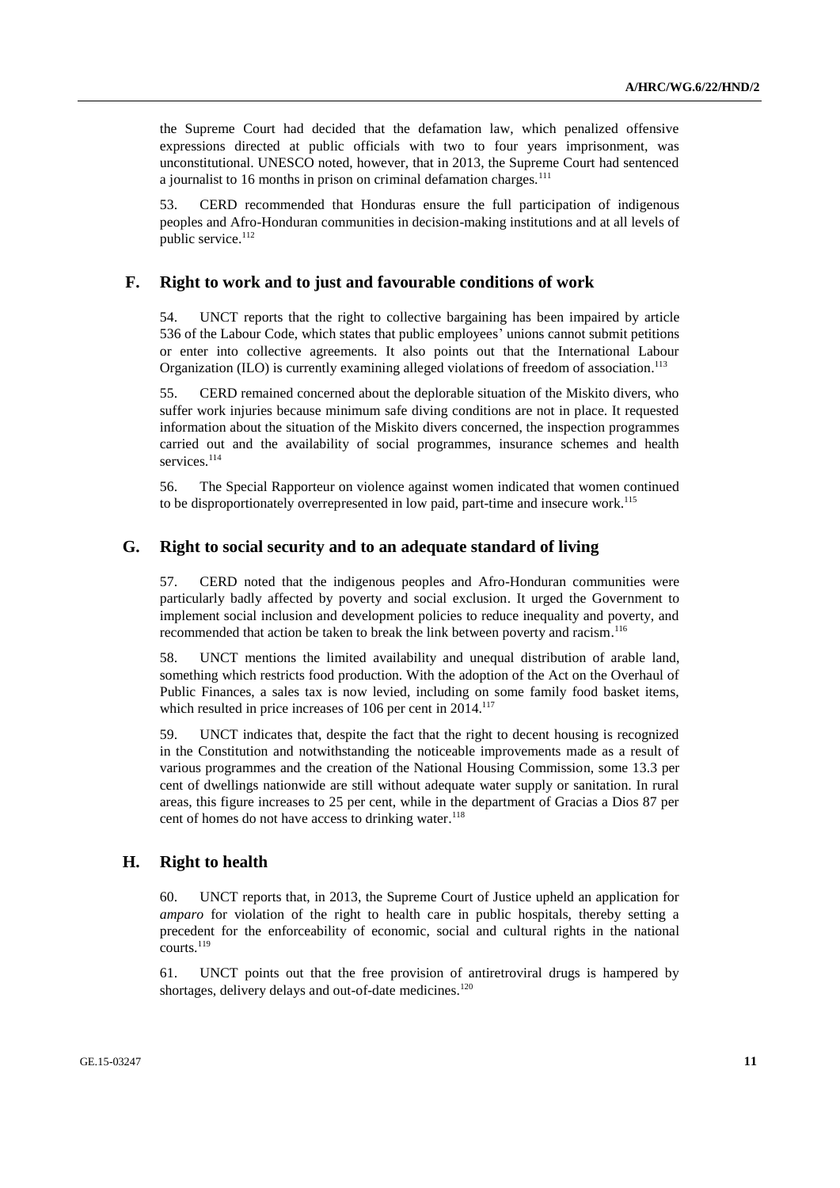the Supreme Court had decided that the defamation law, which penalized offensive expressions directed at public officials with two to four years imprisonment, was unconstitutional. UNESCO noted, however, that in 2013, the Supreme Court had sentenced a journalist to 16 months in prison on criminal defamation charges.[111]

53. CERD recommended that Honduras ensure the full participation of indigenous peoples and Afro-Honduran communities in decision-making institutions and at all levels of public service.[112]

## F. Right to work and to just and favourable conditions of work

54. UNCT reports that the right to collective bargaining has been impaired by article 536 of the Labour Code, which states that public employees' unions cannot submit petitions or enter into collective agreements. It also points out that the International Labour Organization (ILO) is currently examining alleged violations of freedom of association.[113]

55. CERD remained concerned about the deplorable situation of the Miskito divers, who suffer work injuries because minimum safe diving conditions are not in place. It requested information about the situation of the Miskito divers concerned, the inspection programmes carried out and the availability of social programmes, insurance schemes and health services.[114]

56. The Special Rapporteur on violence against women indicated that women continued to be disproportionately overrepresented in low paid, part-time and insecure work.[115]

## G. Right to social security and to an adequate standard of living

57. CERD noted that the indigenous peoples and Afro-Honduran communities were particularly badly affected by poverty and social exclusion. It urged the Government to implement social inclusion and development policies to reduce inequality and poverty, and recommended that action be taken to break the link between poverty and racism.[116]

58. UNCT mentions the limited availability and unequal distribution of arable land, something which restricts food production. With the adoption of the Act on the Overhaul of Public Finances, a sales tax is now levied, including on some family food basket items, which resulted in price increases of 106 per cent in 2014.[117]

59. UNCT indicates that, despite the fact that the right to decent housing is recognized in the Constitution and notwithstanding the noticeable improvements made as a result of various programmes and the creation of the National Housing Commission, some 13.3 per cent of dwellings nationwide are still without adequate water supply or sanitation. In rural areas, this figure increases to 25 per cent, while in the department of Gracias a Dios 87 per cent of homes do not have access to drinking water.[118]

## H. Right to health

60. UNCT reports that, in 2013, the Supreme Court of Justice upheld an application for *amparo* for violation of the right to health care in public hospitals, thereby setting a precedent for the enforceability of economic, social and cultural rights in the national courts.[119]

61. UNCT points out that the free provision of antiretroviral drugs is hampered by shortages, delivery delays and out-of-date medicines.[120]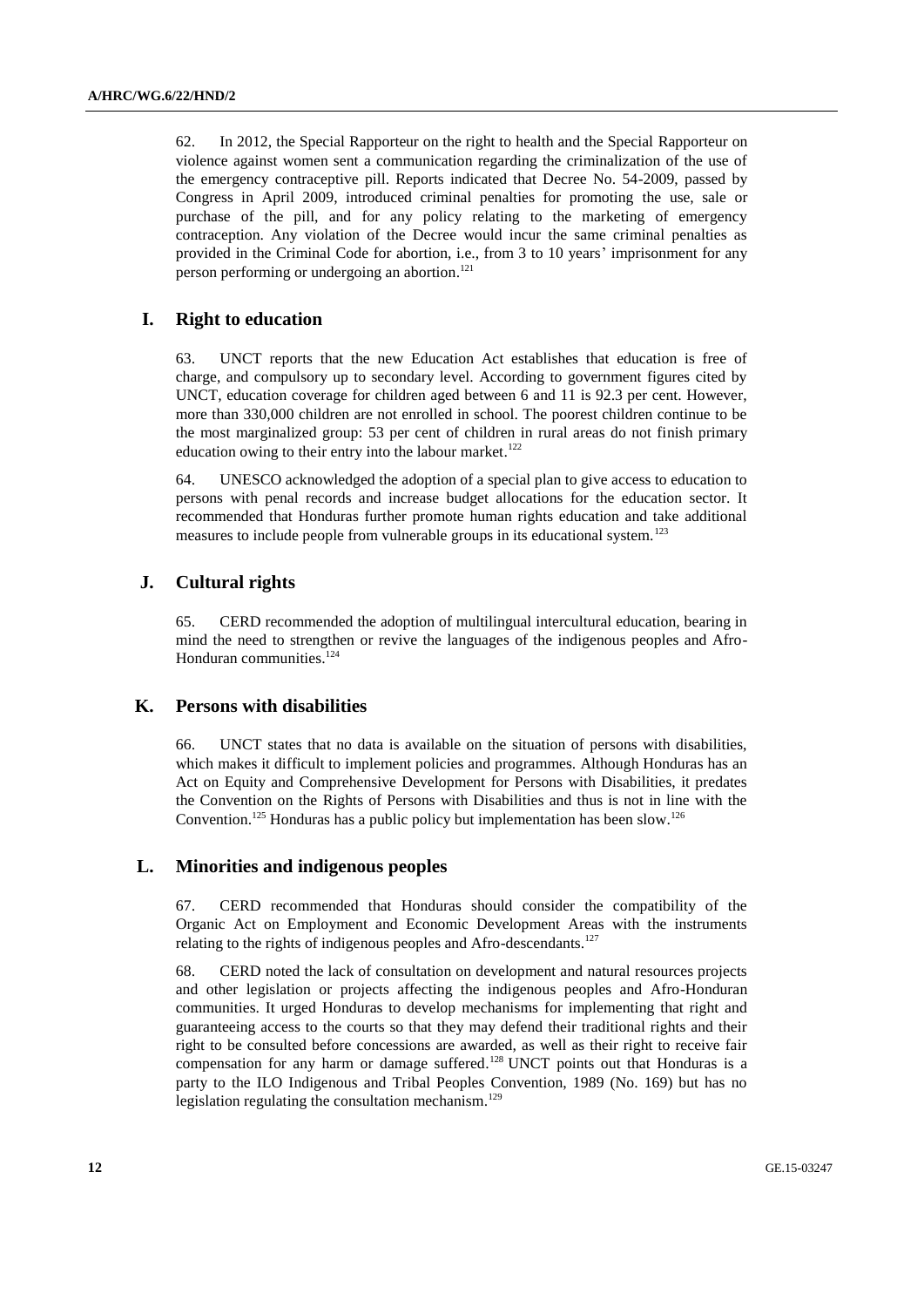62. In 2012, the Special Rapporteur on the right to health and the Special Rapporteur on violence against women sent a communication regarding the criminalization of the use of the emergency contraceptive pill. Reports indicated that Decree No. 54-2009, passed by Congress in April 2009, introduced criminal penalties for promoting the use, sale or purchase of the pill, and for any policy relating to the marketing of emergency contraception. Any violation of the Decree would incur the same criminal penalties as provided in the Criminal Code for abortion, i.e., from 3 to 10 years' imprisonment for any person performing or undergoing an abortion.[121]

## I. Right to education

63. UNCT reports that the new Education Act establishes that education is free of charge, and compulsory up to secondary level. According to government figures cited by UNCT, education coverage for children aged between 6 and 11 is 92.3 per cent. However, more than 330,000 children are not enrolled in school. The poorest children continue to be the most marginalized group: 53 per cent of children in rural areas do not finish primary education owing to their entry into the labour market.[122]

64. UNESCO acknowledged the adoption of a special plan to give access to education to persons with penal records and increase budget allocations for the education sector. It recommended that Honduras further promote human rights education and take additional measures to include people from vulnerable groups in its educational system.[123]

## J. Cultural rights

65. CERD recommended the adoption of multilingual intercultural education, bearing in mind the need to strengthen or revive the languages of the indigenous peoples and Afro-Honduran communities.[124]

## K. Persons with disabilities

66. UNCT states that no data is available on the situation of persons with disabilities, which makes it difficult to implement policies and programmes. Although Honduras has an Act on Equity and Comprehensive Development for Persons with Disabilities, it predates the Convention on the Rights of Persons with Disabilities and thus is not in line with the Convention.[125] Honduras has a public policy but implementation has been slow.[126]

## L. Minorities and indigenous peoples

67. CERD recommended that Honduras should consider the compatibility of the Organic Act on Employment and Economic Development Areas with the instruments relating to the rights of indigenous peoples and Afro-descendants.[127]

68. CERD noted the lack of consultation on development and natural resources projects and other legislation or projects affecting the indigenous peoples and Afro-Honduran communities. It urged Honduras to develop mechanisms for implementing that right and guaranteeing access to the courts so that they may defend their traditional rights and their right to be consulted before concessions are awarded, as well as their right to receive fair compensation for any harm or damage suffered.[128] UNCT points out that Honduras is a party to the ILO Indigenous and Tribal Peoples Convention, 1989 (No. 169) but has no legislation regulating the consultation mechanism.[129]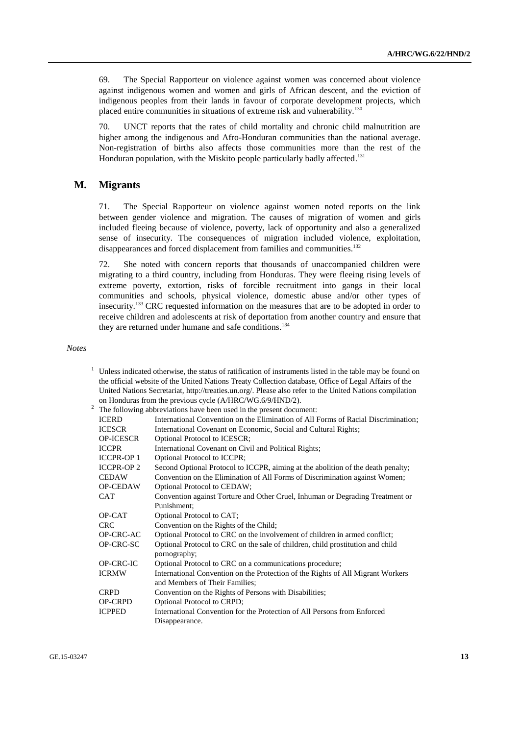69. The Special Rapporteur on violence against women was concerned about violence against indigenous women and women and girls of African descent, and the eviction of indigenous peoples from their lands in favour of corporate development projects, which placed entire communities in situations of extreme risk and vulnerability.[130]

70. UNCT reports that the rates of child mortality and chronic child malnutrition are higher among the indigenous and Afro-Honduran communities than the national average. Non-registration of births also affects those communities more than the rest of the Honduran population, with the Miskito people particularly badly affected.[131]

## M. Migrants

71. The Special Rapporteur on violence against women noted reports on the link between gender violence and migration. The causes of migration of women and girls included fleeing because of violence, poverty, lack of opportunity and also a generalized sense of insecurity. The consequences of migration included violence, exploitation, disappearances and forced displacement from families and communities.[132]

72. She noted with concern reports that thousands of unaccompanied children were migrating to a third country, including from Honduras. They were fleeing rising levels of extreme poverty, extortion, risks of forcible recruitment into gangs in their local communities and schools, physical violence, domestic abuse and/or other types of insecurity.[133] CRC requested information on the measures that are to be adopted in order to receive children and adolescents at risk of deportation from another country and ensure that they are returned under humane and safe conditions.[134]

*Notes*

[1] Unless indicated otherwise, the status of ratification of instruments listed in the table may be found on the official website of the United Nations Treaty Collection database, Office of Legal Affairs of the United Nations Secretariat, http://treaties.un.org/. Please also refer to the United Nations compilation on Honduras from the previous cycle (A/HRC/WG.6/9/HND/2).

[2] The following abbreviations have been used in the present document:

| | |
|---|---|
| ICERD | International Convention on the Elimination of All Forms of Racial Discrimination; |
| ICESCR | International Covenant on Economic, Social and Cultural Rights; |
| OP-ICESCR | Optional Protocol to ICESCR; |
| ICCPR | International Covenant on Civil and Political Rights; |
| ICCPR-OP 1 | Optional Protocol to ICCPR; |
| ICCPR-OP 2 | Second Optional Protocol to ICCPR, aiming at the abolition of the death penalty; |
| CEDAW | Convention on the Elimination of All Forms of Discrimination against Women; |
| OP-CEDAW | Optional Protocol to CEDAW; |
| CAT | Convention against Torture and Other Cruel, Inhuman or Degrading Treatment or Punishment; |
| OP-CAT | Optional Protocol to CAT; |
| CRC | Convention on the Rights of the Child; |
| OP-CRC-AC | Optional Protocol to CRC on the involvement of children in armed conflict; |
| OP-CRC-SC | Optional Protocol to CRC on the sale of children, child prostitution and child pornography; |
| OP-CRC-IC | Optional Protocol to CRC on a communications procedure; |
| ICRMW | International Convention on the Protection of the Rights of All Migrant Workers and Members of Their Families; |
| CRPD | Convention on the Rights of Persons with Disabilities; |
| OP-CRPD | Optional Protocol to CRPD; |
| ICPPED | International Convention for the Protection of All Persons from Enforced Disappearance. |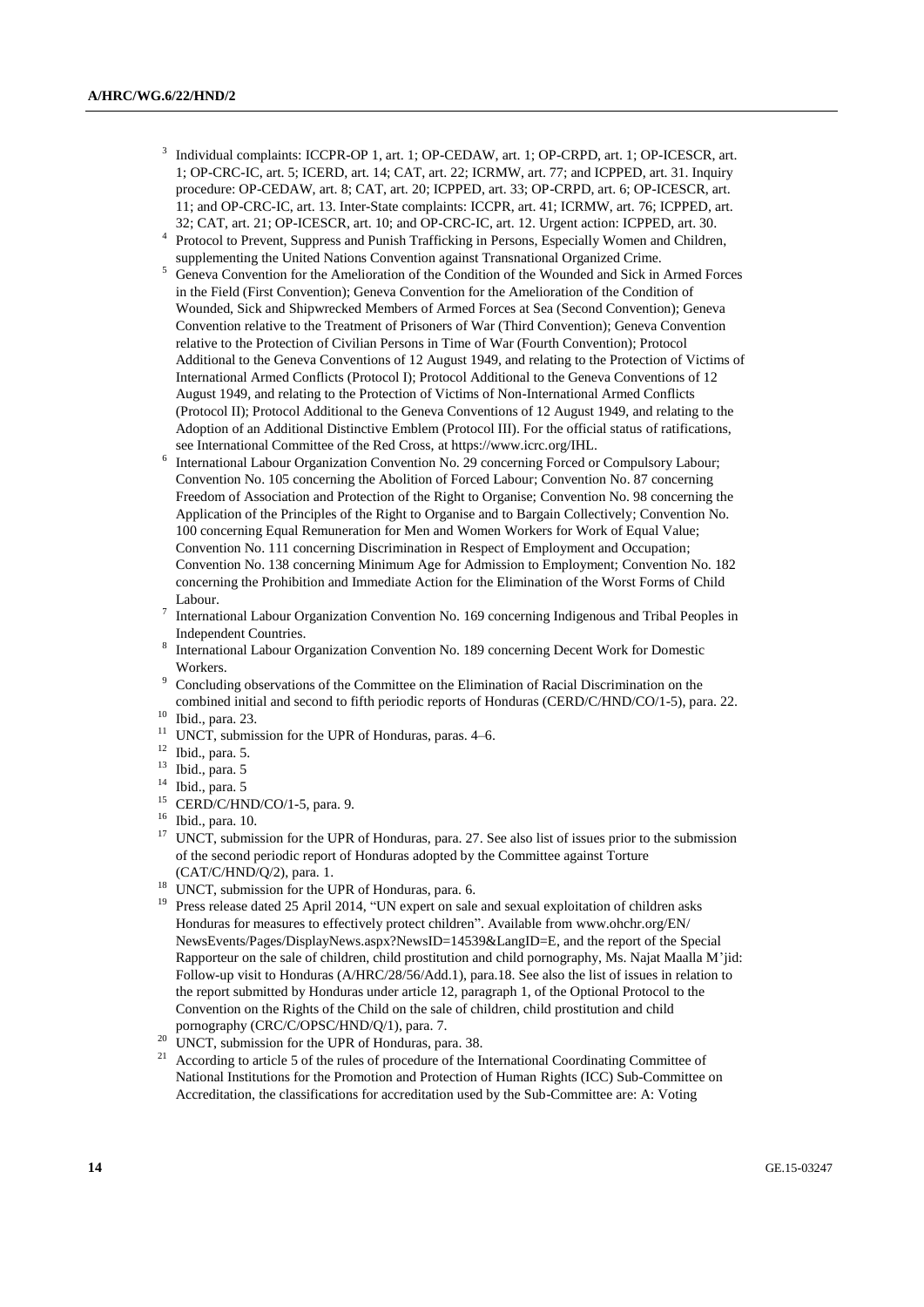[3] Individual complaints: ICCPR-OP 1, art. 1; OP-CEDAW, art. 1; OP-CRPD, art. 1; OP-ICESCR, art. 1; OP-CRC-IC, art. 5; ICERD, art. 14; CAT, art. 22; ICRMW, art. 77; and ICPPED, art. 31. Inquiry procedure: OP-CEDAW, art. 8; CAT, art. 20; ICPPED, art. 33; OP-CRPD, art. 6; OP-ICESCR, art. 11; and OP-CRC-IC, art. 13. Inter-State complaints: ICCPR, art. 41; ICRMW, art. 76; ICPPED, art. 32; CAT, art. 21; OP-ICESCR, art. 10; and OP-CRC-IC, art. 12. Urgent action: ICPPED, art. 30.

[4] Protocol to Prevent, Suppress and Punish Trafficking in Persons, Especially Women and Children, supplementing the United Nations Convention against Transnational Organized Crime.

[5] Geneva Convention for the Amelioration of the Condition of the Wounded and Sick in Armed Forces in the Field (First Convention); Geneva Convention for the Amelioration of the Condition of Wounded, Sick and Shipwrecked Members of Armed Forces at Sea (Second Convention); Geneva Convention relative to the Treatment of Prisoners of War (Third Convention); Geneva Convention relative to the Protection of Civilian Persons in Time of War (Fourth Convention); Protocol Additional to the Geneva Conventions of 12 August 1949, and relating to the Protection of Victims of International Armed Conflicts (Protocol I); Protocol Additional to the Geneva Conventions of 12 August 1949, and relating to the Protection of Victims of Non-International Armed Conflicts (Protocol II); Protocol Additional to the Geneva Conventions of 12 August 1949, and relating to the Adoption of an Additional Distinctive Emblem (Protocol III). For the official status of ratifications, see International Committee of the Red Cross, at https://www.icrc.org/IHL.

[6] International Labour Organization Convention No. 29 concerning Forced or Compulsory Labour; Convention No. 105 concerning the Abolition of Forced Labour; Convention No. 87 concerning Freedom of Association and Protection of the Right to Organise; Convention No. 98 concerning the Application of the Principles of the Right to Organise and to Bargain Collectively; Convention No. 100 concerning Equal Remuneration for Men and Women Workers for Work of Equal Value; Convention No. 111 concerning Discrimination in Respect of Employment and Occupation; Convention No. 138 concerning Minimum Age for Admission to Employment; Convention No. 182 concerning the Prohibition and Immediate Action for the Elimination of the Worst Forms of Child Labour.

[7] International Labour Organization Convention No. 169 concerning Indigenous and Tribal Peoples in Independent Countries.

[8] International Labour Organization Convention No. 189 concerning Decent Work for Domestic Workers.

[9] Concluding observations of the Committee on the Elimination of Racial Discrimination on the combined initial and second to fifth periodic reports of Honduras (CERD/C/HND/CO/1-5), para. 22.

[10] Ibid., para. 23.

[11] UNCT, submission for the UPR of Honduras, paras. 4–6.

[12] Ibid., para. 5.

[13] Ibid., para. 5

[14] Ibid., para. 5

[15] CERD/C/HND/CO/1-5, para. 9.

[16] Ibid., para. 10.

[17] UNCT, submission for the UPR of Honduras, para. 27. See also list of issues prior to the submission of the second periodic report of Honduras adopted by the Committee against Torture (CAT/C/HND/Q/2), para. 1.

[18] UNCT, submission for the UPR of Honduras, para. 6.

[19] Press release dated 25 April 2014, "UN expert on sale and sexual exploitation of children asks Honduras for measures to effectively protect children". Available from www.ohchr.org/EN/NewsEvents/Pages/DisplayNews.aspx?NewsID=14539&LangID=E, and the report of the Special Rapporteur on the sale of children, child prostitution and child pornography, Ms. Najat Maalla M'jid: Follow-up visit to Honduras (A/HRC/28/56/Add.1), para.18. See also the list of issues in relation to the report submitted by Honduras under article 12, paragraph 1, of the Optional Protocol to the Convention on the Rights of the Child on the sale of children, child prostitution and child pornography (CRC/C/OPSC/HND/Q/1), para. 7.

[20] UNCT, submission for the UPR of Honduras, para. 38.

[21] According to article 5 of the rules of procedure of the International Coordinating Committee of National Institutions for the Promotion and Protection of Human Rights (ICC) Sub-Committee on Accreditation, the classifications for accreditation used by the Sub-Committee are: A: Voting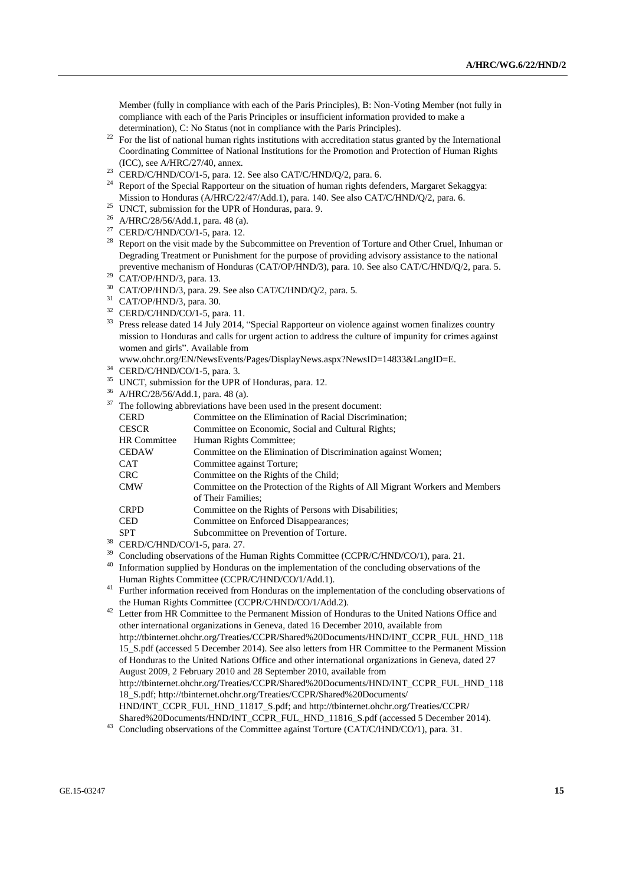Member (fully in compliance with each of the Paris Principles), B: Non-Voting Member (not fully in compliance with each of the Paris Principles or insufficient information provided to make a determination), C: No Status (not in compliance with the Paris Principles).

[22] For the list of national human rights institutions with accreditation status granted by the International Coordinating Committee of National Institutions for the Promotion and Protection of Human Rights (ICC), see A/HRC/27/40, annex.

[23] CERD/C/HND/CO/1-5, para. 12. See also CAT/C/HND/Q/2, para. 6.

[24] Report of the Special Rapporteur on the situation of human rights defenders, Margaret Sekaggya: Mission to Honduras (A/HRC/22/47/Add.1), para. 140. See also CAT/C/HND/Q/2, para. 6.

[25] UNCT, submission for the UPR of Honduras, para. 9.

[26] A/HRC/28/56/Add.1, para. 48 (a).

[27] CERD/C/HND/CO/1-5, para. 12.

[28] Report on the visit made by the Subcommittee on Prevention of Torture and Other Cruel, Inhuman or Degrading Treatment or Punishment for the purpose of providing advisory assistance to the national preventive mechanism of Honduras (CAT/OP/HND/3), para. 10. See also CAT/C/HND/Q/2, para. 5.

[29] CAT/OP/HND/3, para. 13.

[30] CAT/OP/HND/3, para. 29. See also CAT/C/HND/Q/2, para. 5.

[31] CAT/OP/HND/3, para. 30.

[32] CERD/C/HND/CO/1-5, para. 11.

[33] Press release dated 14 July 2014, "Special Rapporteur on violence against women finalizes country mission to Honduras and calls for urgent action to address the culture of impunity for crimes against women and girls". Available from www.ohchr.org/EN/NewsEvents/Pages/DisplayNews.aspx?NewsID=14833&LangID=E.

[34] CERD/C/HND/CO/1-5, para. 3.

[35] UNCT, submission for the UPR of Honduras, para. 12.

[36] A/HRC/28/56/Add.1, para. 48 (a).

[37] The following abbreviations have been used in the present document:

| | |
|---|---|
| CERD | Committee on the Elimination of Racial Discrimination; |
| CESCR | Committee on Economic, Social and Cultural Rights; |
| HR Committee | Human Rights Committee; |
| CEDAW | Committee on the Elimination of Discrimination against Women; |
| CAT | Committee against Torture; |
| CRC | Committee on the Rights of the Child; |
| CMW | Committee on the Protection of the Rights of All Migrant Workers and Members of Their Families; |
| CRPD | Committee on the Rights of Persons with Disabilities; |
| CED | Committee on Enforced Disappearances; |
| SPT | Subcommittee on Prevention of Torture. |

[38] CERD/C/HND/CO/1-5, para. 27.

[39] Concluding observations of the Human Rights Committee (CCPR/C/HND/CO/1), para. 21.

[40] Information supplied by Honduras on the implementation of the concluding observations of the Human Rights Committee (CCPR/C/HND/CO/1/Add.1).

[41] Further information received from Honduras on the implementation of the concluding observations of the Human Rights Committee (CCPR/C/HND/CO/1/Add.2).

[42] Letter from HR Committee to the Permanent Mission of Honduras to the United Nations Office and other international organizations in Geneva, dated 16 December 2010, available from http://tbinternet.ohchr.org/Treaties/CCPR/Shared%20Documents/HND/INT_CCPR_FUL_HND_11815_S.pdf (accessed 5 December 2014). See also letters from HR Committee to the Permanent Mission of Honduras to the United Nations Office and other international organizations in Geneva, dated 27 August 2009, 2 February 2010 and 28 September 2010, available from http://tbinternet.ohchr.org/Treaties/CCPR/Shared%20Documents/HND/INT_CCPR_FUL_HND_11818_S.pdf; http://tbinternet.ohchr.org/Treaties/CCPR/Shared%20Documents/HND/INT_CCPR_FUL_HND_11817_S.pdf; and http://tbinternet.ohchr.org/Treaties/CCPR/Shared%20Documents/HND/INT_CCPR_FUL_HND_11816_S.pdf (accessed 5 December 2014).

[43] Concluding observations of the Committee against Torture (CAT/C/HND/CO/1), para. 31.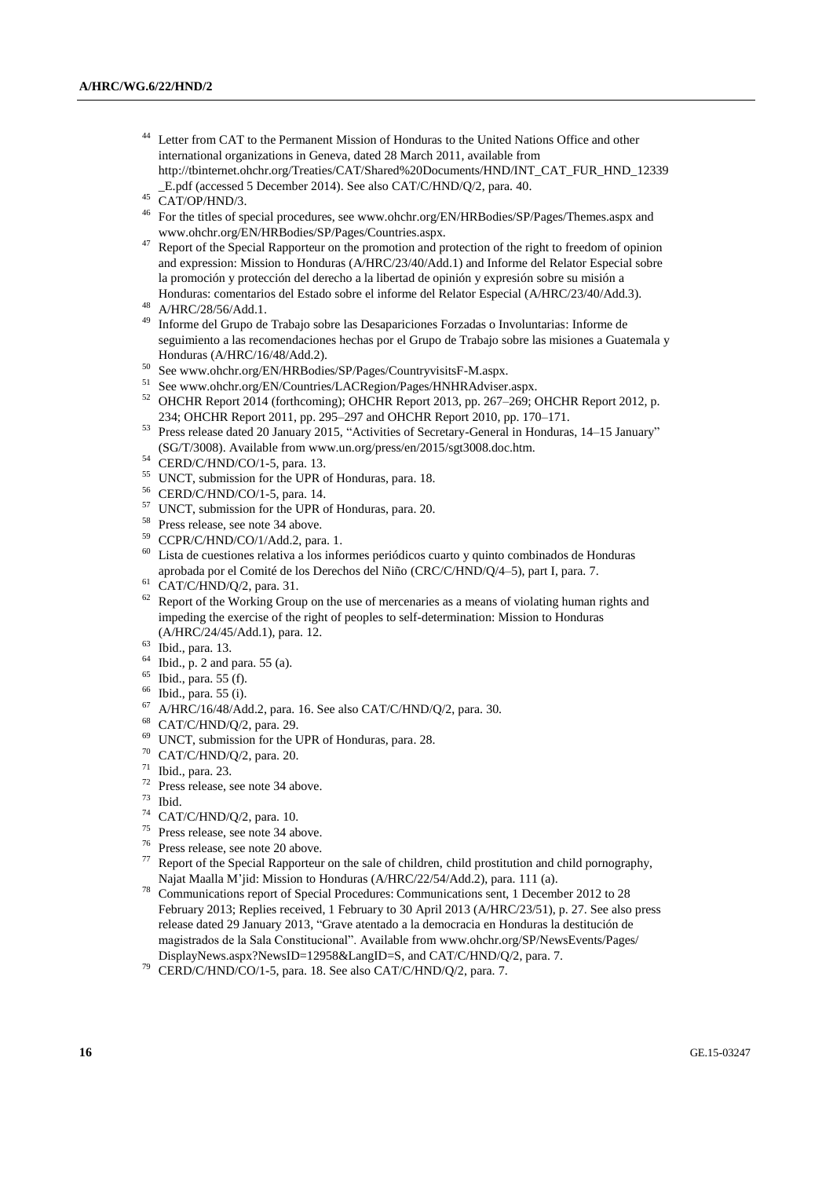[44] Letter from CAT to the Permanent Mission of Honduras to the United Nations Office and other international organizations in Geneva, dated 28 March 2011, available from http://tbinternet.ohchr.org/Treaties/CAT/Shared%20Documents/HND/INT_CAT_FUR_HND_12339_E.pdf (accessed 5 December 2014). See also CAT/C/HND/Q/2, para. 40.

[45] CAT/OP/HND/3.

[46] For the titles of special procedures, see www.ohchr.org/EN/HRBodies/SP/Pages/Themes.aspx and www.ohchr.org/EN/HRBodies/SP/Pages/Countries.aspx.

[47] Report of the Special Rapporteur on the promotion and protection of the right to freedom of opinion and expression: Mission to Honduras (A/HRC/23/40/Add.1) and Informe del Relator Especial sobre la promoción y protección del derecho a la libertad de opinión y expresión sobre su misión a Honduras: comentarios del Estado sobre el informe del Relator Especial (A/HRC/23/40/Add.3).

[48] A/HRC/28/56/Add.1.

[49] Informe del Grupo de Trabajo sobre las Desapariciones Forzadas o Involuntarias: Informe de seguimiento a las recomendaciones hechas por el Grupo de Trabajo sobre las misiones a Guatemala y Honduras (A/HRC/16/48/Add.2).

[50] See www.ohchr.org/EN/HRBodies/SP/Pages/CountryvisitsF-M.aspx.

[51] See www.ohchr.org/EN/Countries/LACRegion/Pages/HNHRAdviser.aspx.

[52] OHCHR Report 2014 (forthcoming); OHCHR Report 2013, pp. 267–269; OHCHR Report 2012, p. 234; OHCHR Report 2011, pp. 295–297 and OHCHR Report 2010, pp. 170–171.

[53] Press release dated 20 January 2015, "Activities of Secretary-General in Honduras, 14–15 January" (SG/T/3008). Available from www.un.org/press/en/2015/sgt3008.doc.htm.

[54] CERD/C/HND/CO/1-5, para. 13.

[55] UNCT, submission for the UPR of Honduras, para. 18.

[56] CERD/C/HND/CO/1-5, para. 14.

[57] UNCT, submission for the UPR of Honduras, para. 20.

[58] Press release, see note 34 above.

[59] CCPR/C/HND/CO/1/Add.2, para. 1.

[60] Lista de cuestiones relativa a los informes periódicos cuarto y quinto combinados de Honduras aprobada por el Comité de los Derechos del Niño (CRC/C/HND/Q/4–5), part I, para. 7.

[61] CAT/C/HND/Q/2, para. 31.

[62] Report of the Working Group on the use of mercenaries as a means of violating human rights and impeding the exercise of the right of peoples to self-determination: Mission to Honduras (A/HRC/24/45/Add.1), para. 12.

[63] Ibid., para. 13.

[64] Ibid., p. 2 and para. 55 (a).

[65] Ibid., para. 55 (f).

[66] Ibid., para. 55 (i).

[67] A/HRC/16/48/Add.2, para. 16. See also CAT/C/HND/Q/2, para. 30.

[68] CAT/C/HND/Q/2, para. 29.

[69] UNCT, submission for the UPR of Honduras, para. 28.

[70] CAT/C/HND/Q/2, para. 20.

[71] Ibid., para. 23.

[72] Press release, see note 34 above.

[73] Ibid.

[74] CAT/C/HND/Q/2, para. 10.

[75] Press release, see note 34 above.

[76] Press release, see note 20 above.

[77] Report of the Special Rapporteur on the sale of children, child prostitution and child pornography, Najat Maalla M'jid: Mission to Honduras (A/HRC/22/54/Add.2), para. 111 (a).

[78] Communications report of Special Procedures: Communications sent, 1 December 2012 to 28 February 2013; Replies received, 1 February to 30 April 2013 (A/HRC/23/51), p. 27. See also press release dated 29 January 2013, "Grave atentado a la democracia en Honduras la destitución de magistrados de la Sala Constitucional". Available from www.ohchr.org/SP/NewsEvents/Pages/DisplayNews.aspx?NewsID=12958&LangID=S, and CAT/C/HND/Q/2, para. 7.

[79] CERD/C/HND/CO/1-5, para. 18. See also CAT/C/HND/Q/2, para. 7.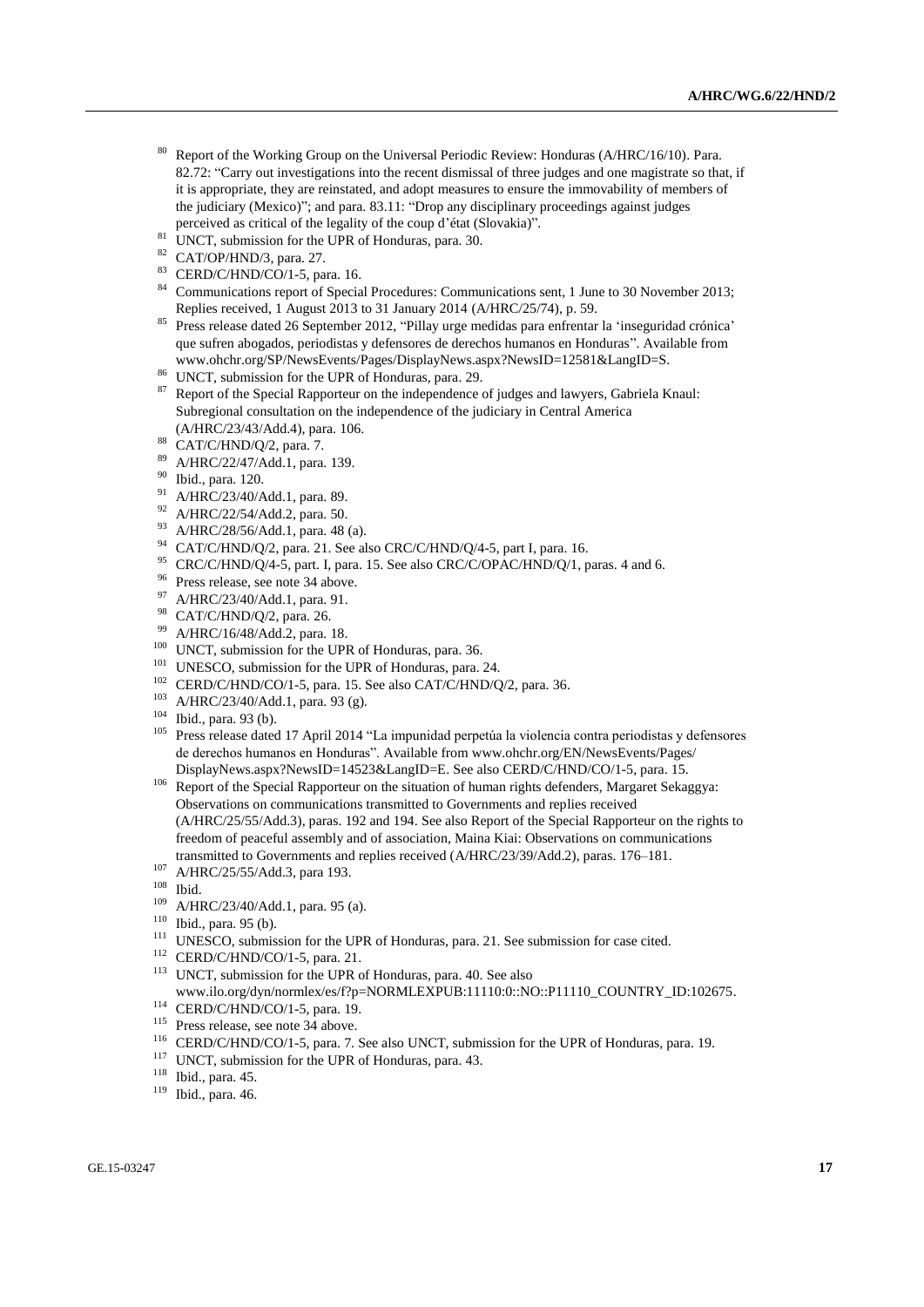[80] Report of the Working Group on the Universal Periodic Review: Honduras (A/HRC/16/10). Para. 82.72: "Carry out investigations into the recent dismissal of three judges and one magistrate so that, if it is appropriate, they are reinstated, and adopt measures to ensure the immovability of members of the judiciary (Mexico)"; and para. 83.11: "Drop any disciplinary proceedings against judges perceived as critical of the legality of the coup d'état (Slovakia)".

[81] UNCT, submission for the UPR of Honduras, para. 30.

[82] CAT/OP/HND/3, para. 27.

[83] CERD/C/HND/CO/1-5, para. 16.

[84] Communications report of Special Procedures: Communications sent, 1 June to 30 November 2013; Replies received, 1 August 2013 to 31 January 2014 (A/HRC/25/74), p. 59.

[85] Press release dated 26 September 2012, "Pillay urge medidas para enfrentar la 'inseguridad crónica' que sufren abogados, periodistas y defensores de derechos humanos en Honduras". Available from www.ohchr.org/SP/NewsEvents/Pages/DisplayNews.aspx?NewsID=12581&LangID=S.

[86] UNCT, submission for the UPR of Honduras, para. 29.

[87] Report of the Special Rapporteur on the independence of judges and lawyers, Gabriela Knaul: Subregional consultation on the independence of the judiciary in Central America (A/HRC/23/43/Add.4), para. 106.

[88] CAT/C/HND/Q/2, para. 7.

[89] A/HRC/22/47/Add.1, para. 139.

[90] Ibid., para. 120.

[91] A/HRC/23/40/Add.1, para. 89.

[92] A/HRC/22/54/Add.2, para. 50.

[93] A/HRC/28/56/Add.1, para. 48 (a).

[94] CAT/C/HND/Q/2, para. 21. See also CRC/C/HND/Q/4-5, part I, para. 16.

[95] CRC/C/HND/Q/4-5, part. I, para. 15. See also CRC/C/OPAC/HND/Q/1, paras. 4 and 6.

[96] Press release, see note 34 above.

[97] A/HRC/23/40/Add.1, para. 91.

[98] CAT/C/HND/Q/2, para. 26.

[99] A/HRC/16/48/Add.2, para. 18.

[100] UNCT, submission for the UPR of Honduras, para. 36.

[101] UNESCO, submission for the UPR of Honduras, para. 24.

[102] CERD/C/HND/CO/1-5, para. 15. See also CAT/C/HND/Q/2, para. 36.

[103] A/HRC/23/40/Add.1, para. 93 (g).

[104] Ibid., para. 93 (b).

[105] Press release dated 17 April 2014 "La impunidad perpetúa la violencia contra periodistas y defensores de derechos humanos en Honduras". Available from www.ohchr.org/EN/NewsEvents/Pages/DisplayNews.aspx?NewsID=14523&LangID=E. See also CERD/C/HND/CO/1-5, para. 15.

[106] Report of the Special Rapporteur on the situation of human rights defenders, Margaret Sekaggya: Observations on communications transmitted to Governments and replies received (A/HRC/25/55/Add.3), paras. 192 and 194. See also Report of the Special Rapporteur on the rights to freedom of peaceful assembly and of association, Maina Kiai: Observations on communications transmitted to Governments and replies received (A/HRC/23/39/Add.2), paras. 176–181.

[107] A/HRC/25/55/Add.3, para 193.

[108] Ibid.

[109] A/HRC/23/40/Add.1, para. 95 (a).

[110] Ibid., para. 95 (b).

[111] UNESCO, submission for the UPR of Honduras, para. 21. See submission for case cited.

[112] CERD/C/HND/CO/1-5, para. 21.

[113] UNCT, submission for the UPR of Honduras, para. 40. See also www.ilo.org/dyn/normlex/es/f?p=NORMLEXPUB:11110:0::NO::P11110_COUNTRY_ID:102675.

[114] CERD/C/HND/CO/1-5, para. 19.

[115] Press release, see note 34 above.

[116] CERD/C/HND/CO/1-5, para. 7. See also UNCT, submission for the UPR of Honduras, para. 19.

[117] UNCT, submission for the UPR of Honduras, para. 43.

[118] Ibid., para. 45.

[119] Ibid., para. 46.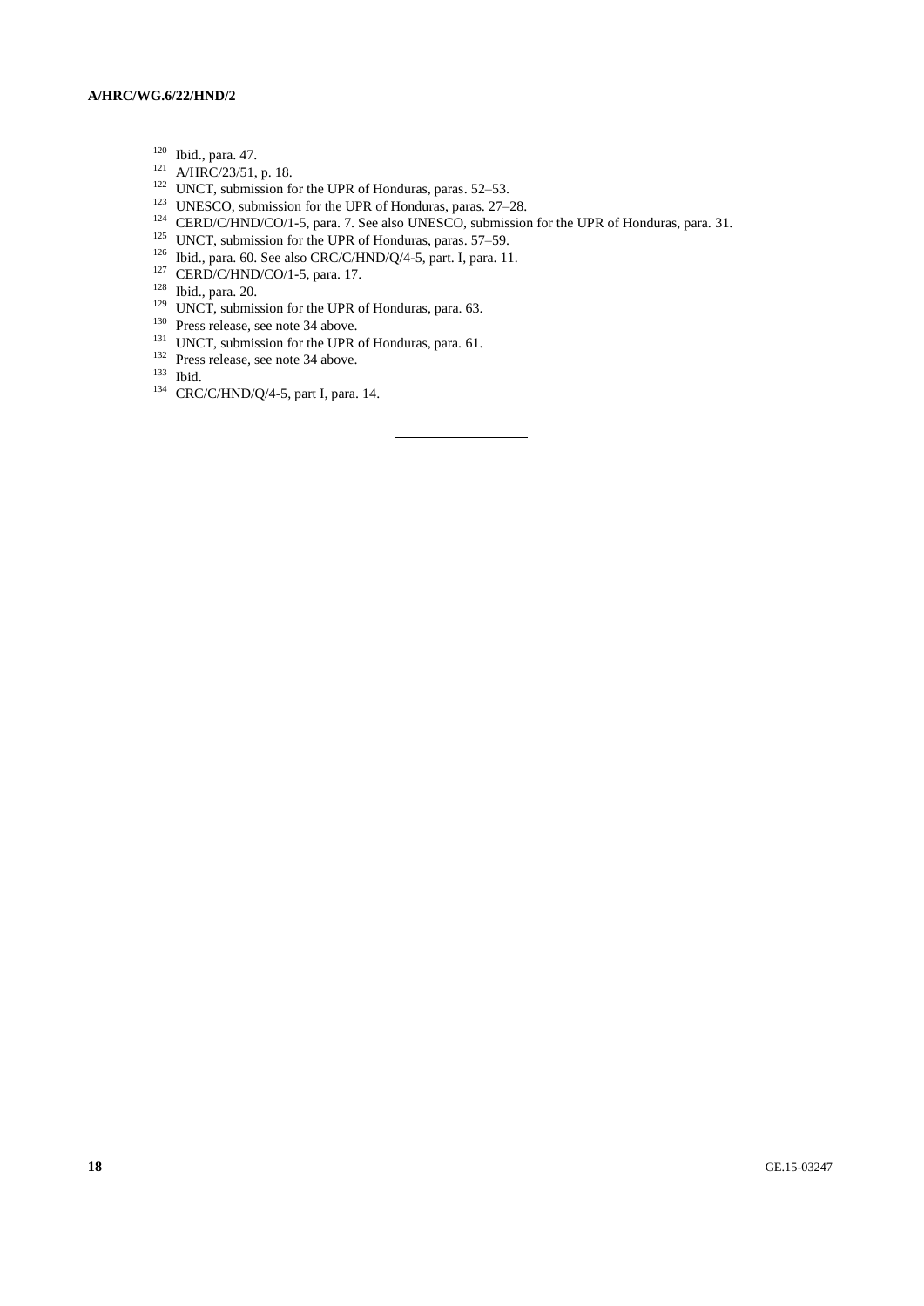[120] Ibid., para. 47.

[121] A/HRC/23/51, p. 18.

[122] UNCT, submission for the UPR of Honduras, paras. 52–53.

[123] UNESCO, submission for the UPR of Honduras, paras. 27–28.

[124] CERD/C/HND/CO/1-5, para. 7. See also UNESCO, submission for the UPR of Honduras, para. 31.

[125] UNCT, submission for the UPR of Honduras, paras. 57–59.

[126] Ibid., para. 60. See also CRC/C/HND/Q/4-5, part. I, para. 11.

[127] CERD/C/HND/CO/1-5, para. 17.

[128] Ibid., para. 20.

[129] UNCT, submission for the UPR of Honduras, para. 63.

[130] Press release, see note 34 above.

[131] UNCT, submission for the UPR of Honduras, para. 61.

[132] Press release, see note 34 above.

[133] Ibid.

[134] CRC/C/HND/Q/4-5, part I, para. 14.